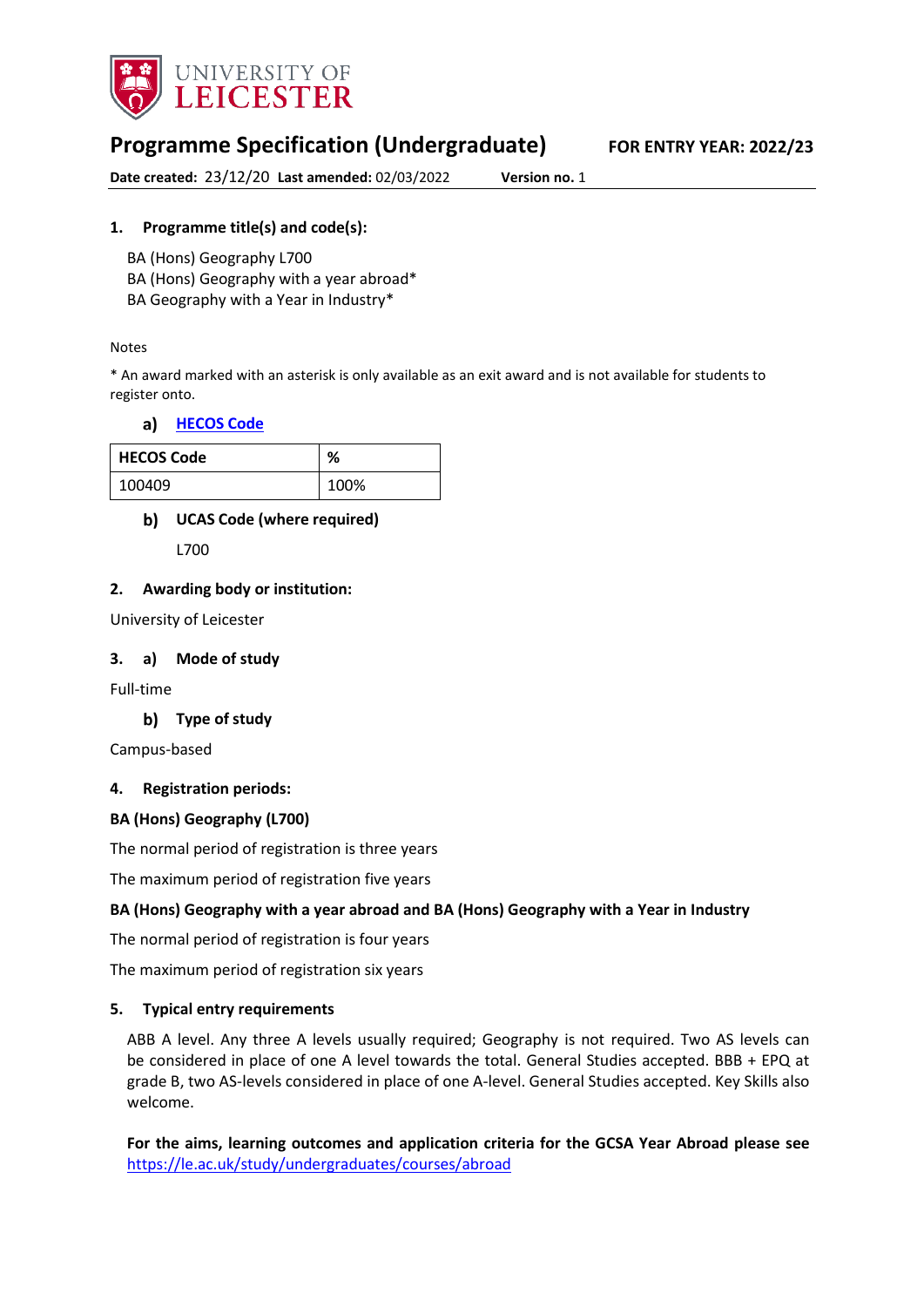# Programme Specification (Undergraduate)

**FOR ENTRY YEAR: 2022/23**

**Date created:** 23/12/20 **Last amended:** 02/03/2022 **Version no.** 1

## 1. Programme title(s) and code(s):

BA (Hons) Geography L700
BA (Hons) Geography with a year abroad*
BA Geography with a Year in Industry*

Notes

* An award marked with an asterisk is only available as an exit award and is not available for students to register onto.

### a) HECOS Code

| HECOS Code | % |
|---|---|
| 100409 | 100% |

### b) UCAS Code (where required)

L700

## 2. Awarding body or institution:

University of Leicester

## 3. a) Mode of study

Full-time

### b) Type of study

Campus-based

## 4. Registration periods:

**BA (Hons) Geography (L700)**

The normal period of registration is three years

The maximum period of registration five years

**BA (Hons) Geography with a year abroad and BA (Hons) Geography with a Year in Industry**

The normal period of registration is four years

The maximum period of registration six years

## 5. Typical entry requirements

ABB A level. Any three A levels usually required; Geography is not required. Two AS levels can be considered in place of one A level towards the total. General Studies accepted. BBB + EPQ at grade B, two AS-levels considered in place of one A-level. General Studies accepted. Key Skills also welcome.

**For the aims, learning outcomes and application criteria for the GCSA Year Abroad please see** https://le.ac.uk/study/undergraduates/courses/abroad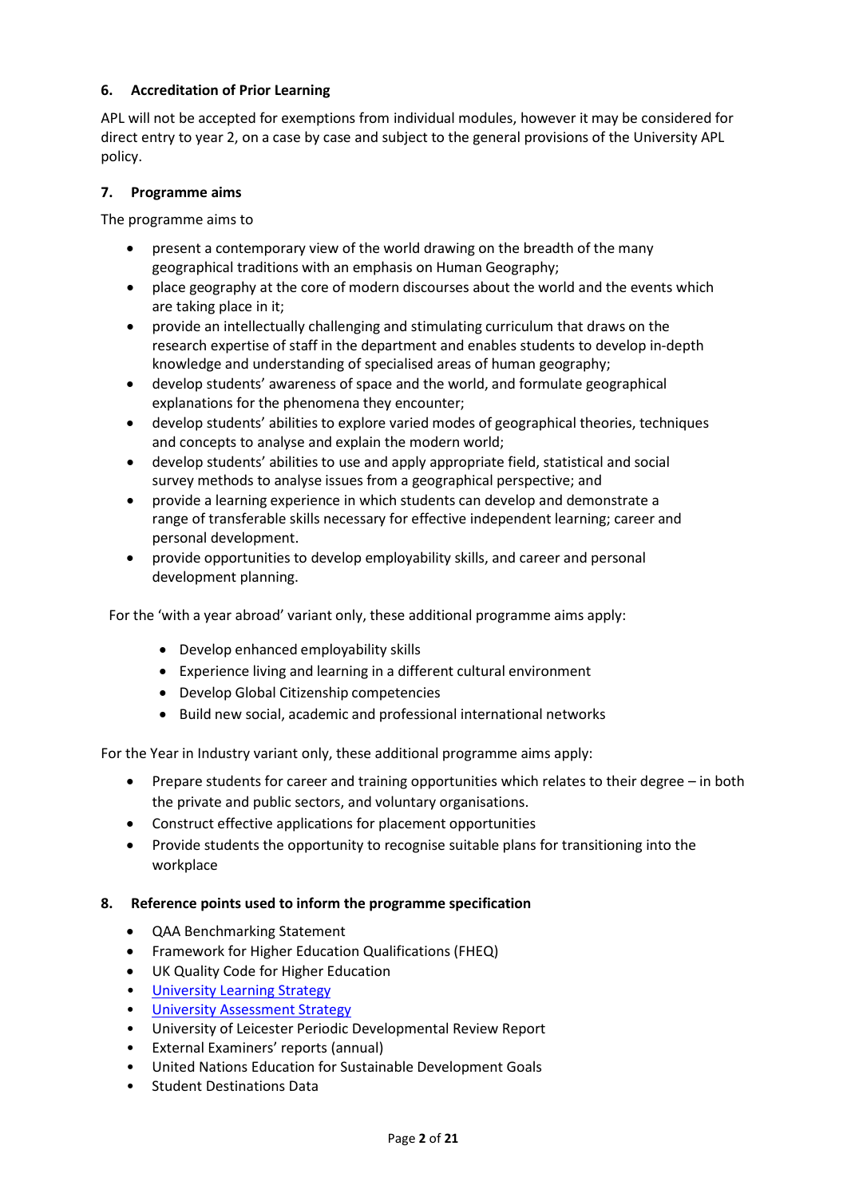### 6. Accreditation of Prior Learning

APL will not be accepted for exemptions from individual modules, however it may be considered for direct entry to year 2, on a case by case and subject to the general provisions of the University APL policy.

### 7. Programme aims

The programme aims to

- present a contemporary view of the world drawing on the breadth of the many geographical traditions with an emphasis on Human Geography;
- place geography at the core of modern discourses about the world and the events which are taking place in it;
- provide an intellectually challenging and stimulating curriculum that draws on the research expertise of staff in the department and enables students to develop in-depth knowledge and understanding of specialised areas of human geography;
- develop students' awareness of space and the world, and formulate geographical explanations for the phenomena they encounter;
- develop students' abilities to explore varied modes of geographical theories, techniques and concepts to analyse and explain the modern world;
- develop students' abilities to use and apply appropriate field, statistical and social survey methods to analyse issues from a geographical perspective; and
- provide a learning experience in which students can develop and demonstrate a range of transferable skills necessary for effective independent learning; career and personal development.
- provide opportunities to develop employability skills, and career and personal development planning.

For the 'with a year abroad' variant only, these additional programme aims apply:

- Develop enhanced employability skills
- Experience living and learning in a different cultural environment
- Develop Global Citizenship competencies
- Build new social, academic and professional international networks

For the Year in Industry variant only, these additional programme aims apply:

- Prepare students for career and training opportunities which relates to their degree – in both the private and public sectors, and voluntary organisations.
- Construct effective applications for placement opportunities
- Provide students the opportunity to recognise suitable plans for transitioning into the workplace

### 8. Reference points used to inform the programme specification

- QAA Benchmarking Statement
- Framework for Higher Education Qualifications (FHEQ)
- UK Quality Code for Higher Education
- University Learning Strategy
- University Assessment Strategy
- University of Leicester Periodic Developmental Review Report
- External Examiners' reports (annual)
- United Nations Education for Sustainable Development Goals
- Student Destinations Data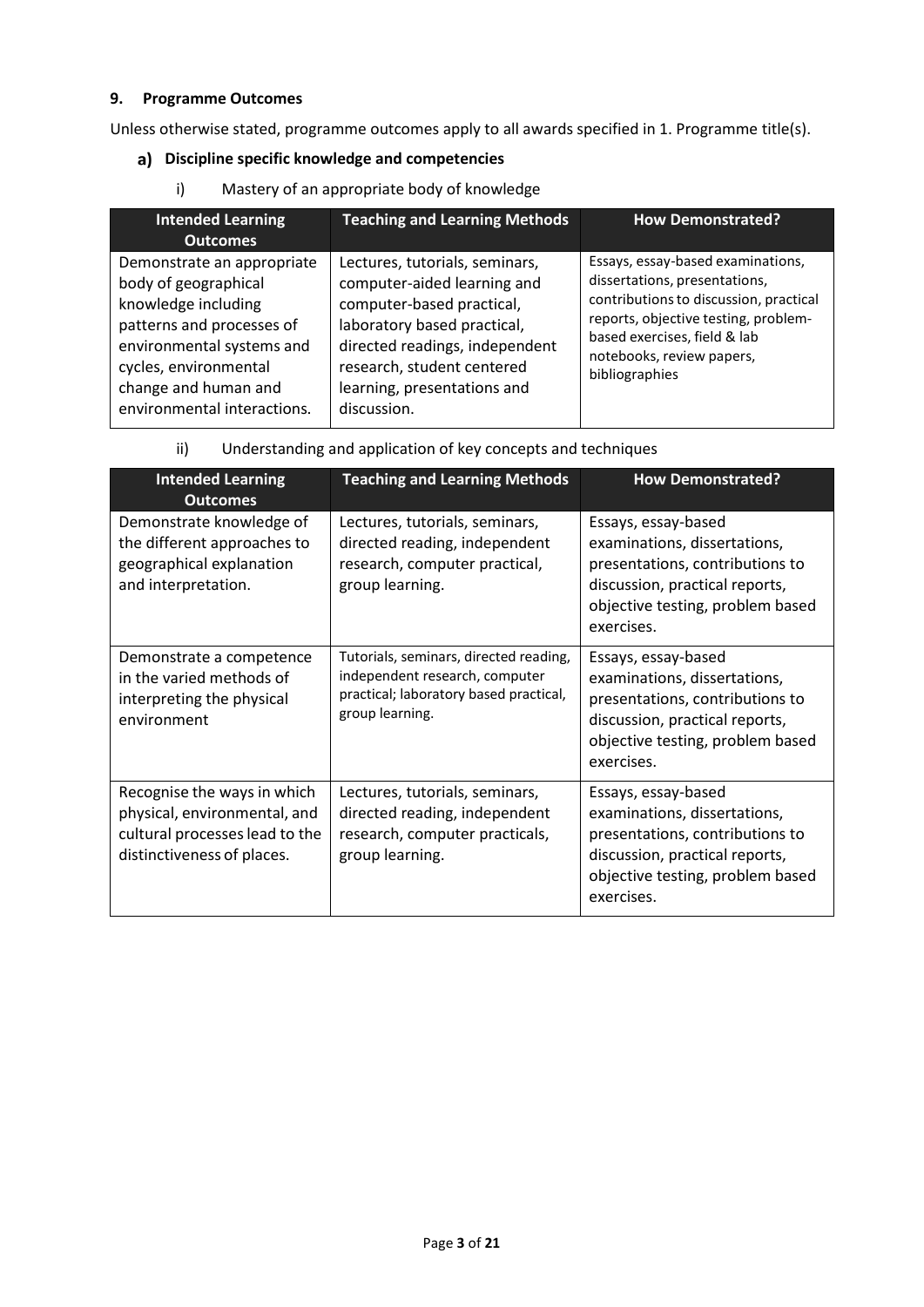## 9. Programme Outcomes

Unless otherwise stated, programme outcomes apply to all awards specified in 1. Programme title(s).

### a) Discipline specific knowledge and competencies

i) Mastery of an appropriate body of knowledge

| Intended Learning Outcomes | Teaching and Learning Methods | How Demonstrated? |
|---|---|---|
| Demonstrate an appropriate body of geographical knowledge including patterns and processes of environmental systems and cycles, environmental change and human and environmental interactions. | Lectures, tutorials, seminars, computer-aided learning and computer-based practical, laboratory based practical, directed readings, independent research, student centered learning, presentations and discussion. | Essays, essay-based examinations, dissertations, presentations, contributions to discussion, practical reports, objective testing, problem-based exercises, field & lab notebooks, review papers, bibliographies |

ii) Understanding and application of key concepts and techniques

| Intended Learning Outcomes | Teaching and Learning Methods | How Demonstrated? |
|---|---|---|
| Demonstrate knowledge of the different approaches to geographical explanation and interpretation. | Lectures, tutorials, seminars, directed reading, independent research, computer practical, group learning. | Essays, essay-based examinations, dissertations, presentations, contributions to discussion, practical reports, objective testing, problem based exercises. |
| Demonstrate a competence in the varied methods of interpreting the physical environment | Tutorials, seminars, directed reading, independent research, computer practical; laboratory based practical, group learning. | Essays, essay-based examinations, dissertations, presentations, contributions to discussion, practical reports, objective testing, problem based exercises. |
| Recognise the ways in which physical, environmental, and cultural processes lead to the distinctiveness of places. | Lectures, tutorials, seminars, directed reading, independent research, computer practicals, group learning. | Essays, essay-based examinations, dissertations, presentations, contributions to discussion, practical reports, objective testing, problem based exercises. |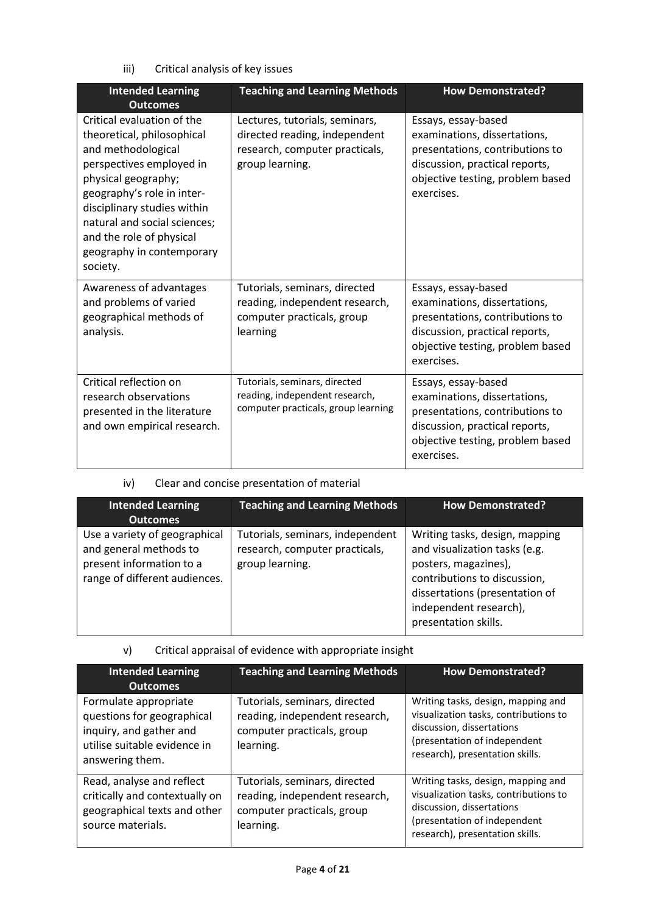iii) Critical analysis of key issues

| Intended Learning Outcomes | Teaching and Learning Methods | How Demonstrated? |
| --- | --- | --- |
| Critical evaluation of the theoretical, philosophical and methodological perspectives employed in physical geography; geography's role in inter-disciplinary studies within natural and social sciences; and the role of physical geography in contemporary society. | Lectures, tutorials, seminars, directed reading, independent research, computer practicals, group learning. | Essays, essay-based examinations, dissertations, presentations, contributions to discussion, practical reports, objective testing, problem based exercises. |
| Awareness of advantages and problems of varied geographical methods of analysis. | Tutorials, seminars, directed reading, independent research, computer practicals, group learning | Essays, essay-based examinations, dissertations, presentations, contributions to discussion, practical reports, objective testing, problem based exercises. |
| Critical reflection on research observations presented in the literature and own empirical research. | Tutorials, seminars, directed reading, independent research, computer practicals, group learning | Essays, essay-based examinations, dissertations, presentations, contributions to discussion, practical reports, objective testing, problem based exercises. |

iv) Clear and concise presentation of material

| Intended Learning Outcomes | Teaching and Learning Methods | How Demonstrated? |
| --- | --- | --- |
| Use a variety of geographical and general methods to present information to a range of different audiences. | Tutorials, seminars, independent research, computer practicals, group learning. | Writing tasks, design, mapping and visualization tasks (e.g. posters, magazines), contributions to discussion, dissertations (presentation of independent research), presentation skills. |

v) Critical appraisal of evidence with appropriate insight

| Intended Learning Outcomes | Teaching and Learning Methods | How Demonstrated? |
| --- | --- | --- |
| Formulate appropriate questions for geographical inquiry, and gather and utilise suitable evidence in answering them. | Tutorials, seminars, directed reading, independent research, computer practicals, group learning. | Writing tasks, design, mapping and visualization tasks, contributions to discussion, dissertations (presentation of independent research), presentation skills. |
| Read, analyse and reflect critically and contextually on geographical texts and other source materials. | Tutorials, seminars, directed reading, independent research, computer practicals, group learning. | Writing tasks, design, mapping and visualization tasks, contributions to discussion, dissertations (presentation of independent research), presentation skills. |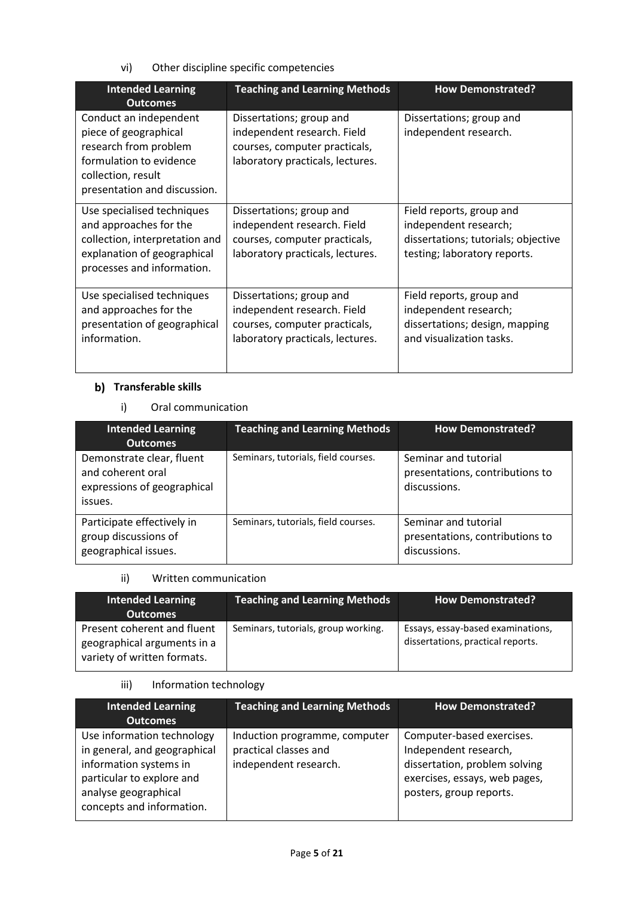vi) Other discipline specific competencies

| Intended Learning Outcomes | Teaching and Learning Methods | How Demonstrated? |
|---|---|---|
| Conduct an independent piece of geographical research from problem formulation to evidence collection, result presentation and discussion. | Dissertations; group and independent research. Field courses, computer practicals, laboratory practicals, lectures. | Dissertations; group and independent research. |
| Use specialised techniques and approaches for the collection, interpretation and explanation of geographical processes and information. | Dissertations; group and independent research. Field courses, computer practicals, laboratory practicals, lectures. | Field reports, group and independent research; dissertations; tutorials; objective testing; laboratory reports. |
| Use specialised techniques and approaches for the presentation of geographical information. | Dissertations; group and independent research. Field courses, computer practicals, laboratory practicals, lectures. | Field reports, group and independent research; dissertations; design, mapping and visualization tasks. |

**b) Transferable skills**

i) Oral communication

| Intended Learning Outcomes | Teaching and Learning Methods | How Demonstrated? |
|---|---|---|
| Demonstrate clear, fluent and coherent oral expressions of geographical issues. | Seminars, tutorials, field courses. | Seminar and tutorial presentations, contributions to discussions. |
| Participate effectively in group discussions of geographical issues. | Seminars, tutorials, field courses. | Seminar and tutorial presentations, contributions to discussions. |

ii) Written communication

| Intended Learning Outcomes | Teaching and Learning Methods | How Demonstrated? |
|---|---|---|
| Present coherent and fluent geographical arguments in a variety of written formats. | Seminars, tutorials, group working. | Essays, essay-based examinations, dissertations, practical reports. |

iii) Information technology

| Intended Learning Outcomes | Teaching and Learning Methods | How Demonstrated? |
|---|---|---|
| Use information technology in general, and geographical information systems in particular to explore and analyse geographical concepts and information. | Induction programme, computer practical classes and independent research. | Computer-based exercises. Independent research, dissertation, problem solving exercises, essays, web pages, posters, group reports. |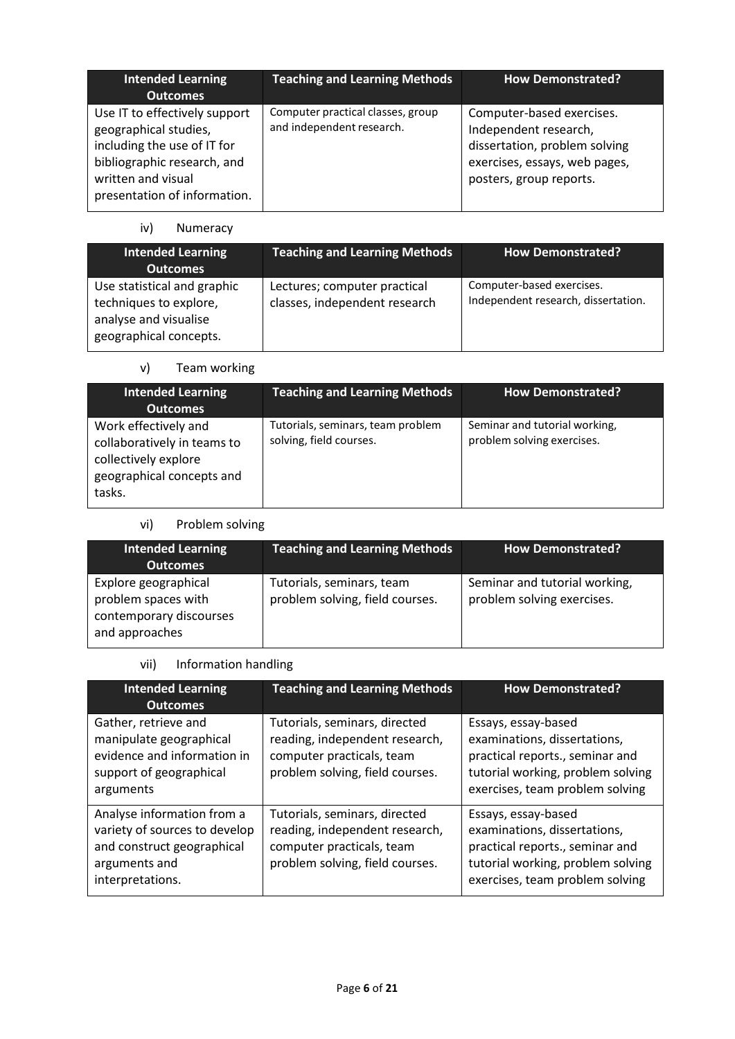| Intended Learning Outcomes | Teaching and Learning Methods | How Demonstrated? |
|---|---|---|
| Use IT to effectively support geographical studies, including the use of IT for bibliographic research, and written and visual presentation of information. | Computer practical classes, group and independent research. | Computer-based exercises. Independent research, dissertation, problem solving exercises, essays, web pages, posters, group reports. |

iv) Numeracy

| Intended Learning Outcomes | Teaching and Learning Methods | How Demonstrated? |
|---|---|---|
| Use statistical and graphic techniques to explore, analyse and visualise geographical concepts. | Lectures; computer practical classes, independent research | Computer-based exercises. Independent research, dissertation. |

v) Team working

| Intended Learning Outcomes | Teaching and Learning Methods | How Demonstrated? |
|---|---|---|
| Work effectively and collaboratively in teams to collectively explore geographical concepts and tasks. | Tutorials, seminars, team problem solving, field courses. | Seminar and tutorial working, problem solving exercises. |

vi) Problem solving

| Intended Learning Outcomes | Teaching and Learning Methods | How Demonstrated? |
|---|---|---|
| Explore geographical problem spaces with contemporary discourses and approaches | Tutorials, seminars, team problem solving, field courses. | Seminar and tutorial working, problem solving exercises. |

vii) Information handling

| Intended Learning Outcomes | Teaching and Learning Methods | How Demonstrated? |
|---|---|---|
| Gather, retrieve and manipulate geographical evidence and information in support of geographical arguments | Tutorials, seminars, directed reading, independent research, computer practicals, team problem solving, field courses. | Essays, essay-based examinations, dissertations, practical reports., seminar and tutorial working, problem solving exercises, team problem solving |
| Analyse information from a variety of sources to develop and construct geographical arguments and interpretations. | Tutorials, seminars, directed reading, independent research, computer practicals, team problem solving, field courses. | Essays, essay-based examinations, dissertations, practical reports., seminar and tutorial working, problem solving exercises, team problem solving |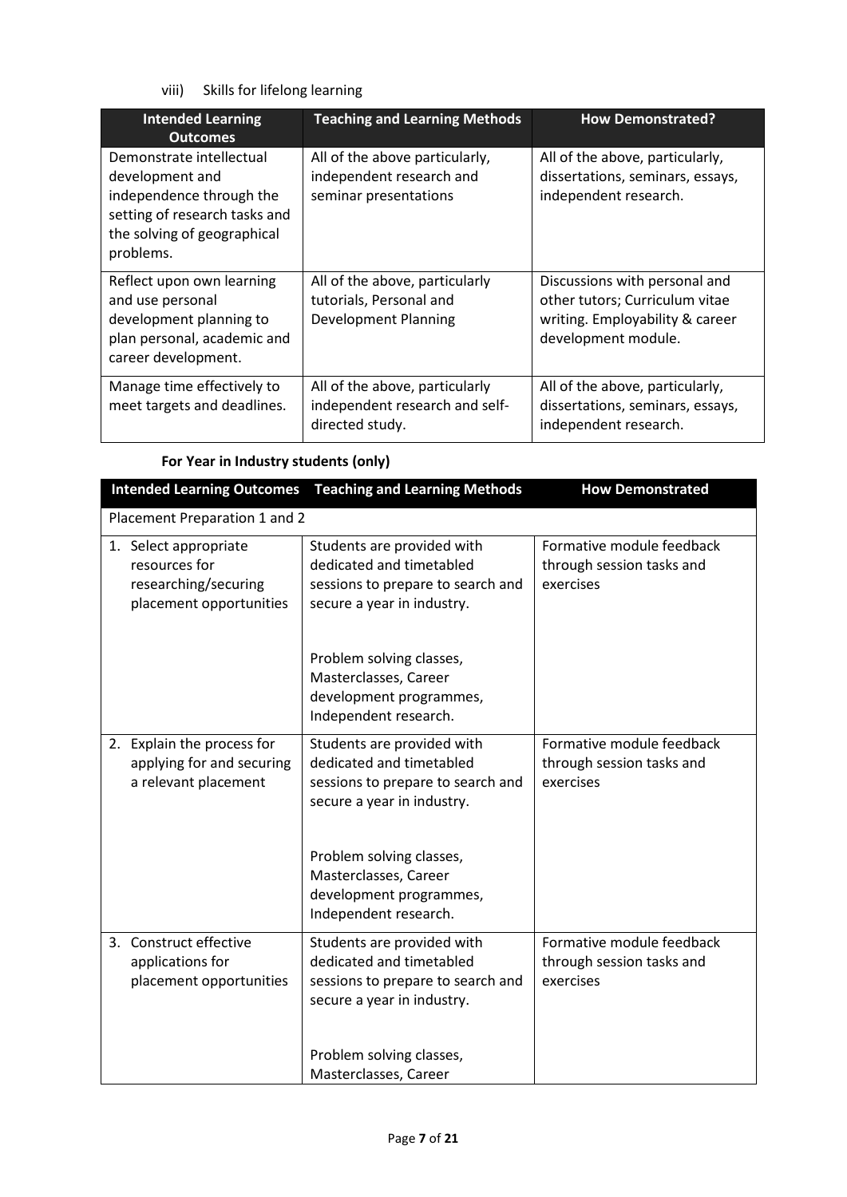viii) Skills for lifelong learning

| Intended Learning Outcomes | Teaching and Learning Methods | How Demonstrated? |
| --- | --- | --- |
| Demonstrate intellectual development and independence through the setting of research tasks and the solving of geographical problems. | All of the above particularly, independent research and seminar presentations | All of the above, particularly, dissertations, seminars, essays, independent research. |
| Reflect upon own learning and use personal development planning to plan personal, academic and career development. | All of the above, particularly tutorials, Personal and Development Planning | Discussions with personal and other tutors; Curriculum vitae writing. Employability & career development module. |
| Manage time effectively to meet targets and deadlines. | All of the above, particularly independent research and self-directed study. | All of the above, particularly, dissertations, seminars, essays, independent research. |

**For Year in Industry students (only)**

| Intended Learning Outcomes | Teaching and Learning Methods | How Demonstrated |
| --- | --- | --- |
| Placement Preparation 1 and 2 | | |
| 1. Select appropriate resources for researching/securing placement opportunities | Students are provided with dedicated and timetabled sessions to prepare to search and secure a year in industry.<br><br>Problem solving classes, Masterclasses, Career development programmes, Independent research. | Formative module feedback through session tasks and exercises |
| 2. Explain the process for applying for and securing a relevant placement | Students are provided with dedicated and timetabled sessions to prepare to search and secure a year in industry.<br><br>Problem solving classes, Masterclasses, Career development programmes, Independent research. | Formative module feedback through session tasks and exercises |
| 3. Construct effective applications for placement opportunities | Students are provided with dedicated and timetabled sessions to prepare to search and secure a year in industry.<br><br>Problem solving classes, Masterclasses, Career | Formative module feedback through session tasks and exercises |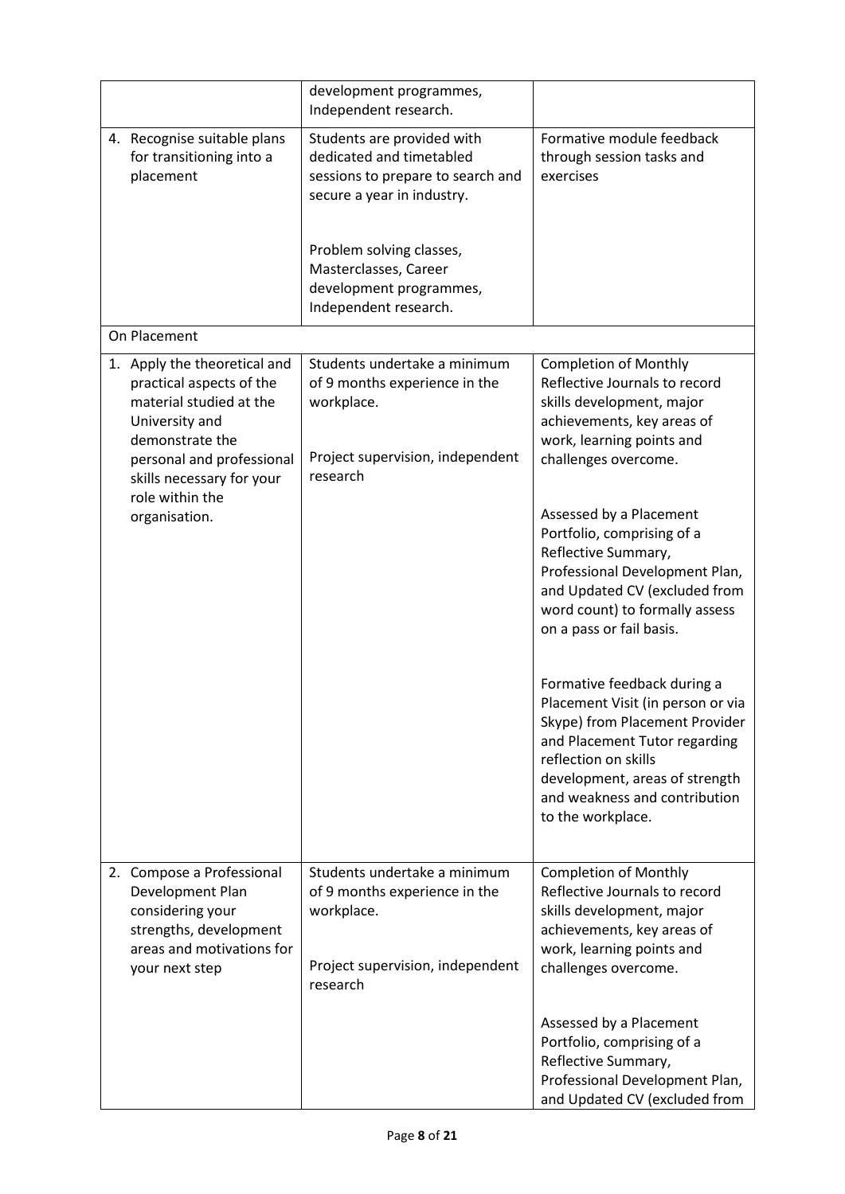| | | |
|---|---|---|
| | development programmes, Independent research. | |
| 4. Recognise suitable plans for transitioning into a placement | Students are provided with dedicated and timetabled sessions to prepare to search and secure a year in industry.<br><br>Problem solving classes, Masterclasses, Career development programmes, Independent research. | Formative module feedback through session tasks and exercises |
| On Placement | | |
| 1. Apply the theoretical and practical aspects of the material studied at the University and demonstrate the personal and professional skills necessary for your role within the organisation. | Students undertake a minimum of 9 months experience in the workplace.<br><br>Project supervision, independent research | Completion of Monthly Reflective Journals to record skills development, major achievements, key areas of work, learning points and challenges overcome.<br><br>Assessed by a Placement Portfolio, comprising of a Reflective Summary, Professional Development Plan, and Updated CV (excluded from word count) to formally assess on a pass or fail basis.<br><br>Formative feedback during a Placement Visit (in person or via Skype) from Placement Provider and Placement Tutor regarding reflection on skills development, areas of strength and weakness and contribution to the workplace. |
| 2. Compose a Professional Development Plan considering your strengths, development areas and motivations for your next step | Students undertake a minimum of 9 months experience in the workplace.<br><br>Project supervision, independent research | Completion of Monthly Reflective Journals to record skills development, major achievements, key areas of work, learning points and challenges overcome.<br><br>Assessed by a Placement Portfolio, comprising of a Reflective Summary, Professional Development Plan, and Updated CV (excluded from |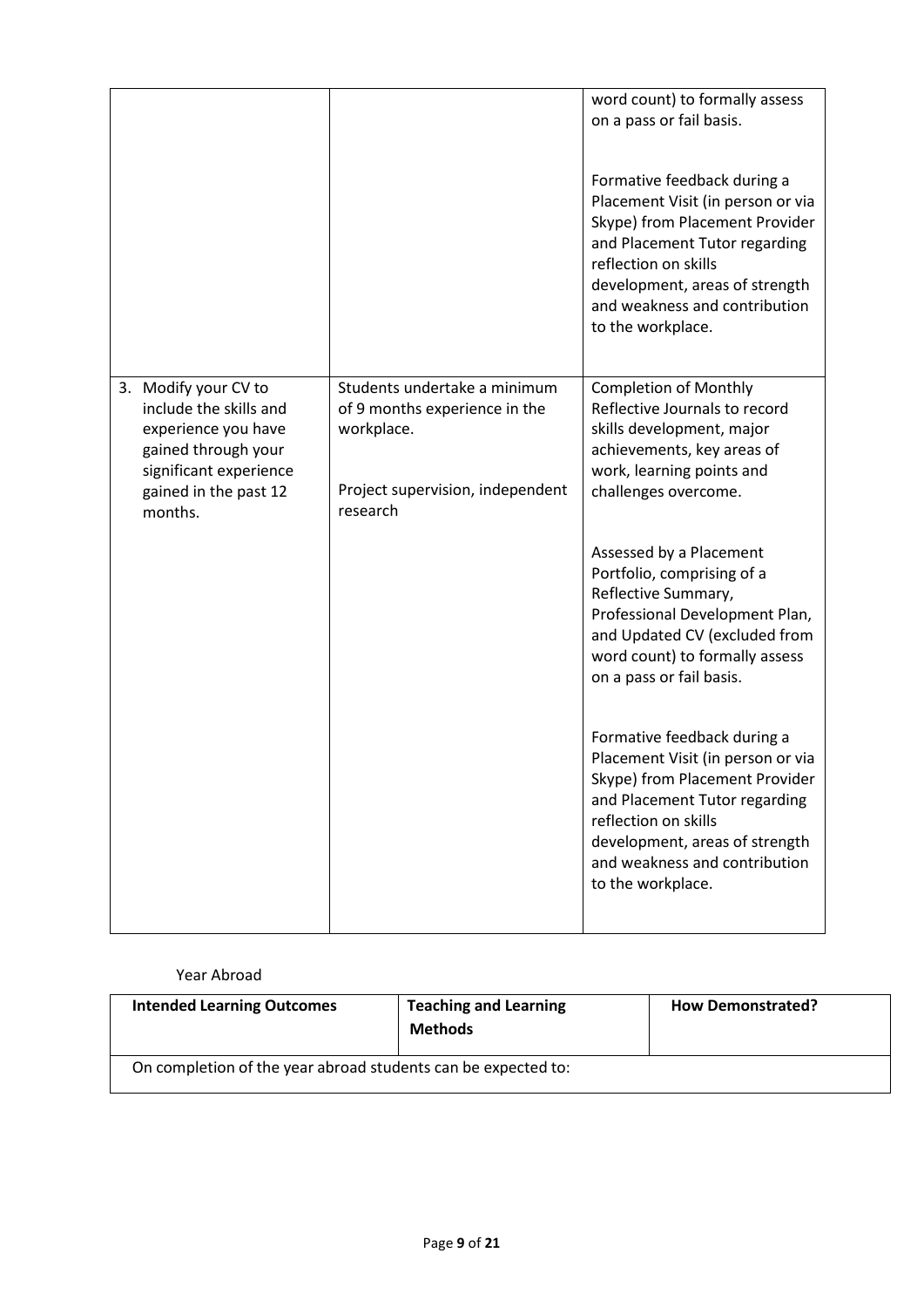| | | |
|---|---|---|
| | | word count) to formally assess on a pass or fail basis.<br><br>Formative feedback during a Placement Visit (in person or via Skype) from Placement Provider and Placement Tutor regarding reflection on skills development, areas of strength and weakness and contribution to the workplace. |
| 3. Modify your CV to include the skills and experience you have gained through your significant experience gained in the past 12 months. | Students undertake a minimum of 9 months experience in the workplace.<br><br>Project supervision, independent research | Completion of Monthly Reflective Journals to record skills development, major achievements, key areas of work, learning points and challenges overcome.<br><br>Assessed by a Placement Portfolio, comprising of a Reflective Summary, Professional Development Plan, and Updated CV (excluded from word count) to formally assess on a pass or fail basis.<br><br>Formative feedback during a Placement Visit (in person or via Skype) from Placement Provider and Placement Tutor regarding reflection on skills development, areas of strength and weakness and contribution to the workplace. |

Year Abroad

| **Intended Learning Outcomes** | **Teaching and Learning Methods** | **How Demonstrated?** |
|---|---|---|
| On completion of the year abroad students can be expected to: | | |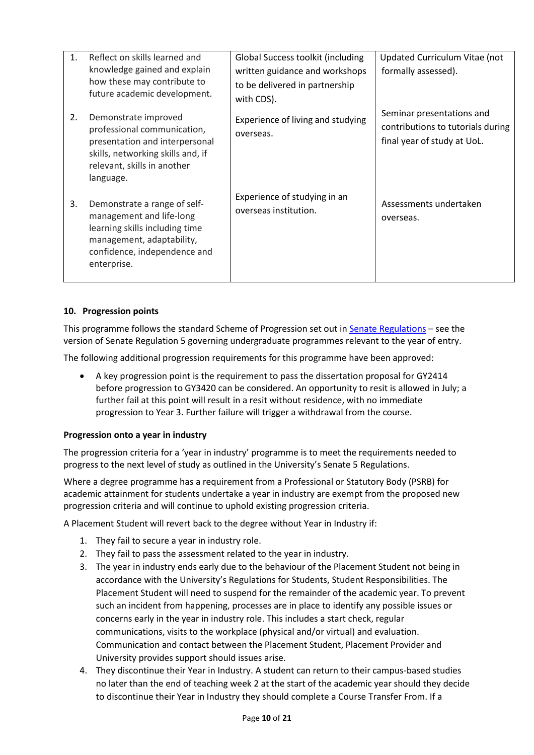| | | |
|---|---|---|
| 1. Reflect on skills learned and knowledge gained and explain how these may contribute to future academic development. | Global Success toolkit (including written guidance and workshops to be delivered in partnership with CDS). | Updated Curriculum Vitae (not formally assessed). |
| 2. Demonstrate improved professional communication, presentation and interpersonal skills, networking skills and, if relevant, skills in another language. | Experience of living and studying overseas. | Seminar presentations and contributions to tutorials during final year of study at UoL. |
| 3. Demonstrate a range of self-management and life-long learning skills including time management, adaptability, confidence, independence and enterprise. | Experience of studying in an overseas institution. | Assessments undertaken overseas. |

## 10. Progression points

This programme follows the standard Scheme of Progression set out in [Senate Regulations]() – see the version of Senate Regulation 5 governing undergraduate programmes relevant to the year of entry.

The following additional progression requirements for this programme have been approved:

- A key progression point is the requirement to pass the dissertation proposal for GY2414 before progression to GY3420 can be considered. An opportunity to resit is allowed in July; a further fail at this point will result in a resit without residence, with no immediate progression to Year 3. Further failure will trigger a withdrawal from the course.

**Progression onto a year in industry**

The progression criteria for a 'year in industry' programme is to meet the requirements needed to progress to the next level of study as outlined in the University's Senate 5 Regulations.

Where a degree programme has a requirement from a Professional or Statutory Body (PSRB) for academic attainment for students undertake a year in industry are exempt from the proposed new progression criteria and will continue to uphold existing progression criteria.

A Placement Student will revert back to the degree without Year in Industry if:

1. They fail to secure a year in industry role.
2. They fail to pass the assessment related to the year in industry.
3. The year in industry ends early due to the behaviour of the Placement Student not being in accordance with the University's Regulations for Students, Student Responsibilities. The Placement Student will need to suspend for the remainder of the academic year. To prevent such an incident from happening, processes are in place to identify any possible issues or concerns early in the year in industry role. This includes a start check, regular communications, visits to the workplace (physical and/or virtual) and evaluation. Communication and contact between the Placement Student, Placement Provider and University provides support should issues arise.
4. They discontinue their Year in Industry. A student can return to their campus-based studies no later than the end of teaching week 2 at the start of the academic year should they decide to discontinue their Year in Industry they should complete a Course Transfer From. If a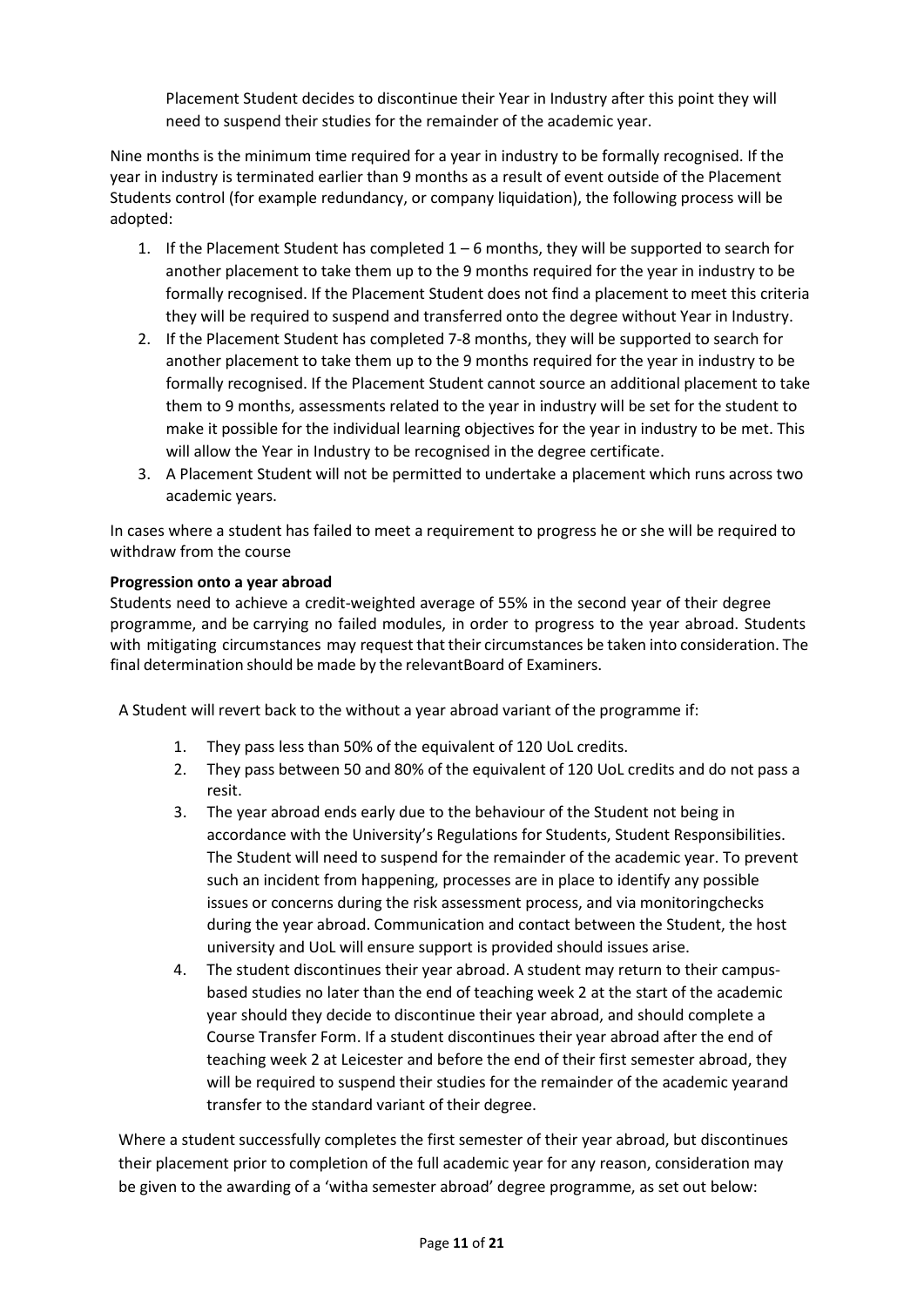Placement Student decides to discontinue their Year in Industry after this point they will need to suspend their studies for the remainder of the academic year.

Nine months is the minimum time required for a year in industry to be formally recognised. If the year in industry is terminated earlier than 9 months as a result of event outside of the Placement Students control (for example redundancy, or company liquidation), the following process will be adopted:

1. If the Placement Student has completed 1 – 6 months, they will be supported to search for another placement to take them up to the 9 months required for the year in industry to be formally recognised. If the Placement Student does not find a placement to meet this criteria they will be required to suspend and transferred onto the degree without Year in Industry.
2. If the Placement Student has completed 7-8 months, they will be supported to search for another placement to take them up to the 9 months required for the year in industry to be formally recognised. If the Placement Student cannot source an additional placement to take them to 9 months, assessments related to the year in industry will be set for the student to make it possible for the individual learning objectives for the year in industry to be met. This will allow the Year in Industry to be recognised in the degree certificate.
3. A Placement Student will not be permitted to undertake a placement which runs across two academic years.

In cases where a student has failed to meet a requirement to progress he or she will be required to withdraw from the course

**Progression onto a year abroad**

Students need to achieve a credit-weighted average of 55% in the second year of their degree programme, and be carrying no failed modules, in order to progress to the year abroad. Students with mitigating circumstances may request that their circumstances be taken into consideration. The final determination should be made by the relevantBoard of Examiners.

A Student will revert back to the without a year abroad variant of the programme if:

1. They pass less than 50% of the equivalent of 120 UoL credits.
2. They pass between 50 and 80% of the equivalent of 120 UoL credits and do not pass a resit.
3. The year abroad ends early due to the behaviour of the Student not being in accordance with the University's Regulations for Students, Student Responsibilities. The Student will need to suspend for the remainder of the academic year. To prevent such an incident from happening, processes are in place to identify any possible issues or concerns during the risk assessment process, and via monitoringchecks during the year abroad. Communication and contact between the Student, the host university and UoL will ensure support is provided should issues arise.
4. The student discontinues their year abroad. A student may return to their campus-based studies no later than the end of teaching week 2 at the start of the academic year should they decide to discontinue their year abroad, and should complete a Course Transfer Form. If a student discontinues their year abroad after the end of teaching week 2 at Leicester and before the end of their first semester abroad, they will be required to suspend their studies for the remainder of the academic yearand transfer to the standard variant of their degree.

Where a student successfully completes the first semester of their year abroad, but discontinues their placement prior to completion of the full academic year for any reason, consideration may be given to the awarding of a 'witha semester abroad' degree programme, as set out below: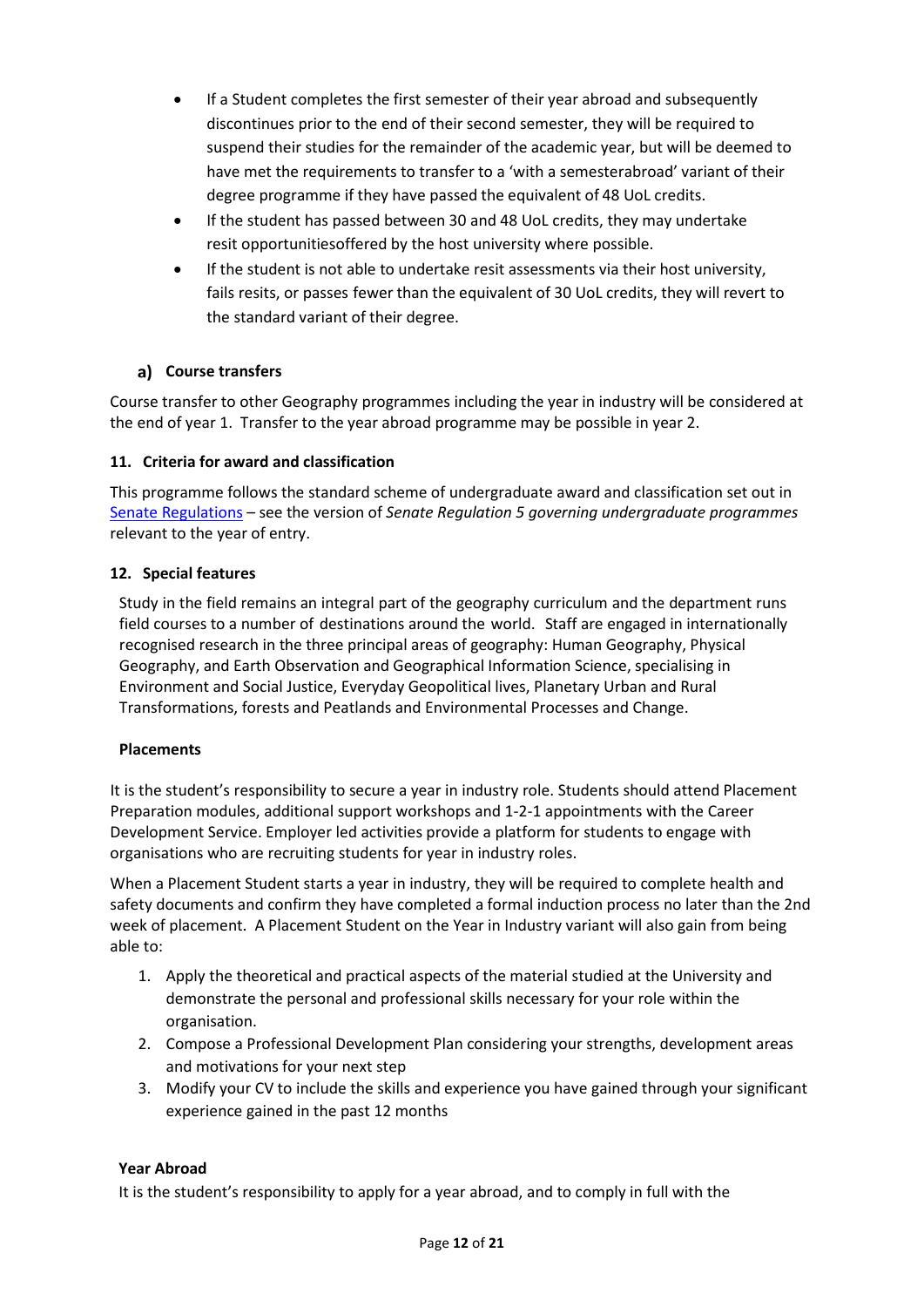- If a Student completes the first semester of their year abroad and subsequently discontinues prior to the end of their second semester, they will be required to suspend their studies for the remainder of the academic year, but will be deemed to have met the requirements to transfer to a 'with a semesterabroad' variant of their degree programme if they have passed the equivalent of 48 UoL credits.
- If the student has passed between 30 and 48 UoL credits, they may undertake resit opportunitiesoffered by the host university where possible.
- If the student is not able to undertake resit assessments via their host university, fails resits, or passes fewer than the equivalent of 30 UoL credits, they will revert to the standard variant of their degree.

### a) Course transfers

Course transfer to other Geography programmes including the year in industry will be considered at the end of year 1. Transfer to the year abroad programme may be possible in year 2.

### 11. Criteria for award and classification

This programme follows the standard scheme of undergraduate award and classification set out in Senate Regulations – see the version of *Senate Regulation 5 governing undergraduate programmes* relevant to the year of entry.

### 12. Special features

Study in the field remains an integral part of the geography curriculum and the department runs field courses to a number of destinations around the world. Staff are engaged in internationally recognised research in the three principal areas of geography: Human Geography, Physical Geography, and Earth Observation and Geographical Information Science, specialising in Environment and Social Justice, Everyday Geopolitical lives, Planetary Urban and Rural Transformations, forests and Peatlands and Environmental Processes and Change.

**Placements**

It is the student's responsibility to secure a year in industry role. Students should attend Placement Preparation modules, additional support workshops and 1-2-1 appointments with the Career Development Service. Employer led activities provide a platform for students to engage with organisations who are recruiting students for year in industry roles.

When a Placement Student starts a year in industry, they will be required to complete health and safety documents and confirm they have completed a formal induction process no later than the 2nd week of placement. A Placement Student on the Year in Industry variant will also gain from being able to:

1. Apply the theoretical and practical aspects of the material studied at the University and demonstrate the personal and professional skills necessary for your role within the organisation.
2. Compose a Professional Development Plan considering your strengths, development areas and motivations for your next step
3. Modify your CV to include the skills and experience you have gained through your significant experience gained in the past 12 months

**Year Abroad**

It is the student's responsibility to apply for a year abroad, and to comply in full with the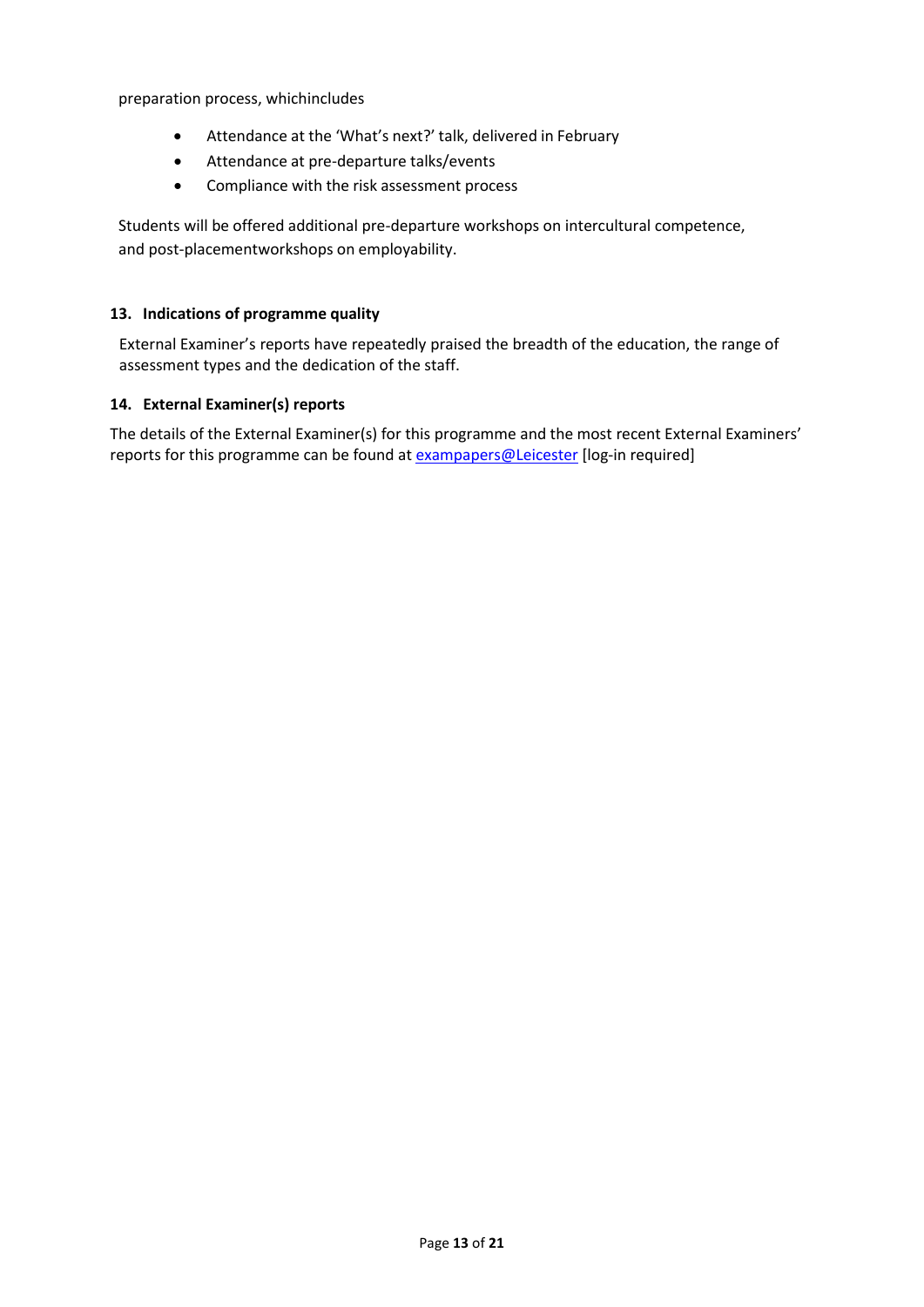preparation process, whichincludes

- Attendance at the 'What's next?' talk, delivered in February
- Attendance at pre-departure talks/events
- Compliance with the risk assessment process

Students will be offered additional pre-departure workshops on intercultural competence, and post-placementworkshops on employability.

### 13. Indications of programme quality

External Examiner's reports have repeatedly praised the breadth of the education, the range of assessment types and the dedication of the staff.

### 14. External Examiner(s) reports

The details of the External Examiner(s) for this programme and the most recent External Examiners' reports for this programme can be found at [exampapers@Leicester] [log-in required]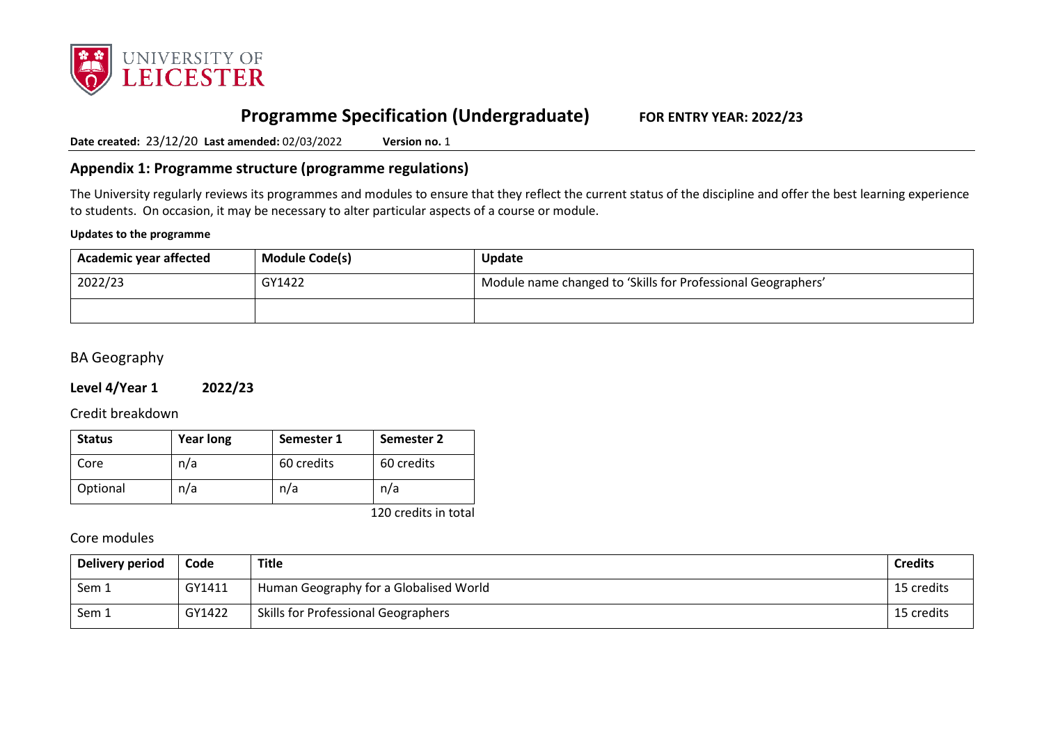# Programme Specification (Undergraduate) FOR ENTRY YEAR: 2022/23

**Date created:** 23/12/20 **Last amended:** 02/03/2022 **Version no.** 1

## Appendix 1: Programme structure (programme regulations)

The University regularly reviews its programmes and modules to ensure that they reflect the current status of the discipline and offer the best learning experience to students. On occasion, it may be necessary to alter particular aspects of a course or module.

**Updates to the programme**

| Academic year affected | Module Code(s) | Update |
|---|---|---|
| 2022/23 | GY1422 | Module name changed to 'Skills for Professional Geographers' |
| | | |

## BA Geography

### Level 4/Year 1 2022/23

Credit breakdown

| Status | Year long | Semester 1 | Semester 2 |
|---|---|---|---|
| Core | n/a | 60 credits | 60 credits |
| Optional | n/a | n/a | n/a |

120 credits in total

Core modules

| Delivery period | Code | Title | Credits |
|---|---|---|---|
| Sem 1 | GY1411 | Human Geography for a Globalised World | 15 credits |
| Sem 1 | GY1422 | Skills for Professional Geographers | 15 credits |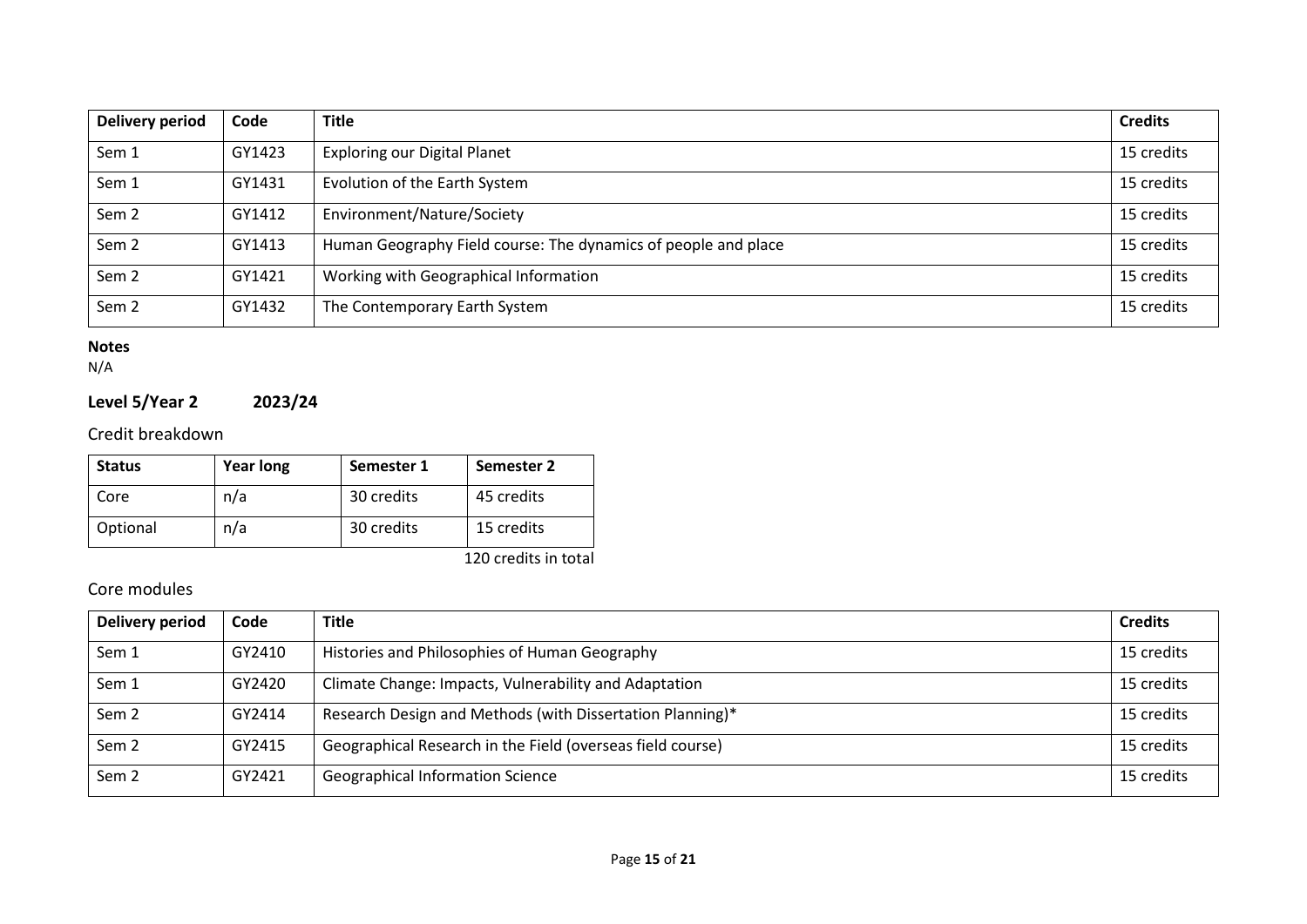| Delivery period | Code | Title | Credits |
|---|---|---|---|
| Sem 1 | GY1423 | Exploring our Digital Planet | 15 credits |
| Sem 1 | GY1431 | Evolution of the Earth System | 15 credits |
| Sem 2 | GY1412 | Environment/Nature/Society | 15 credits |
| Sem 2 | GY1413 | Human Geography Field course: The dynamics of people and place | 15 credits |
| Sem 2 | GY1421 | Working with Geographical Information | 15 credits |
| Sem 2 | GY1432 | The Contemporary Earth System | 15 credits |

**Notes**
N/A

## Level 5/Year 2 2023/24

### Credit breakdown

| Status | Year long | Semester 1 | Semester 2 |
|---|---|---|---|
| Core | n/a | 30 credits | 45 credits |
| Optional | n/a | 30 credits | 15 credits |

120 credits in total

### Core modules

| Delivery period | Code | Title | Credits |
|---|---|---|---|
| Sem 1 | GY2410 | Histories and Philosophies of Human Geography | 15 credits |
| Sem 1 | GY2420 | Climate Change: Impacts, Vulnerability and Adaptation | 15 credits |
| Sem 2 | GY2414 | Research Design and Methods (with Dissertation Planning)* | 15 credits |
| Sem 2 | GY2415 | Geographical Research in the Field (overseas field course) | 15 credits |
| Sem 2 | GY2421 | Geographical Information Science | 15 credits |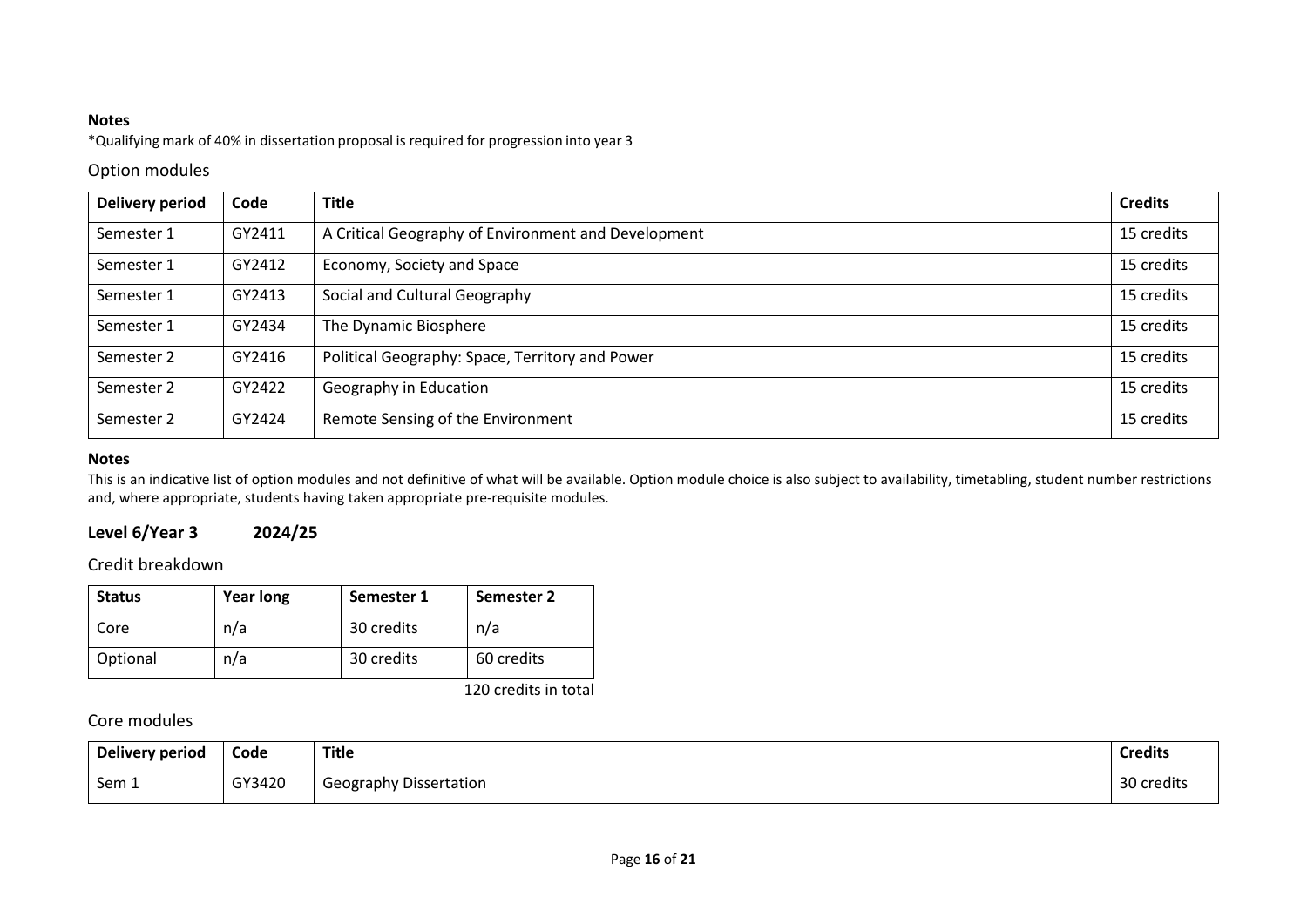**Notes**

*Qualifying mark of 40% in dissertation proposal is required for progression into year 3

### Option modules

| Delivery period | Code | Title | Credits |
|---|---|---|---|
| Semester 1 | GY2411 | A Critical Geography of Environment and Development | 15 credits |
| Semester 1 | GY2412 | Economy, Society and Space | 15 credits |
| Semester 1 | GY2413 | Social and Cultural Geography | 15 credits |
| Semester 1 | GY2434 | The Dynamic Biosphere | 15 credits |
| Semester 2 | GY2416 | Political Geography: Space, Territory and Power | 15 credits |
| Semester 2 | GY2422 | Geography in Education | 15 credits |
| Semester 2 | GY2424 | Remote Sensing of the Environment | 15 credits |

**Notes**

This is an indicative list of option modules and not definitive of what will be available. Option module choice is also subject to availability, timetabling, student number restrictions and, where appropriate, students having taken appropriate pre-requisite modules.

## Level 6/Year 3 2024/25

### Credit breakdown

| Status | Year long | Semester 1 | Semester 2 |
|---|---|---|---|
| Core | n/a | 30 credits | n/a |
| Optional | n/a | 30 credits | 60 credits |

120 credits in total

### Core modules

| Delivery period | Code | Title | Credits |
|---|---|---|---|
| Sem 1 | GY3420 | Geography Dissertation | 30 credits |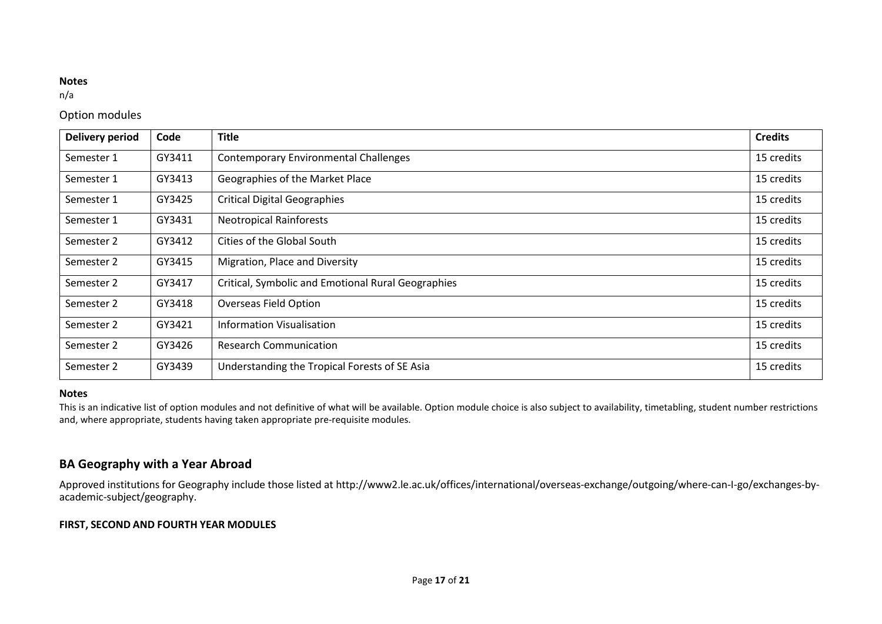**Notes**

n/a

Option modules

| Delivery period | Code | Title | Credits |
|---|---|---|---|
| Semester 1 | GY3411 | Contemporary Environmental Challenges | 15 credits |
| Semester 1 | GY3413 | Geographies of the Market Place | 15 credits |
| Semester 1 | GY3425 | Critical Digital Geographies | 15 credits |
| Semester 1 | GY3431 | Neotropical Rainforests | 15 credits |
| Semester 2 | GY3412 | Cities of the Global South | 15 credits |
| Semester 2 | GY3415 | Migration, Place and Diversity | 15 credits |
| Semester 2 | GY3417 | Critical, Symbolic and Emotional Rural Geographies | 15 credits |
| Semester 2 | GY3418 | Overseas Field Option | 15 credits |
| Semester 2 | GY3421 | Information Visualisation | 15 credits |
| Semester 2 | GY3426 | Research Communication | 15 credits |
| Semester 2 | GY3439 | Understanding the Tropical Forests of SE Asia | 15 credits |

**Notes**

This is an indicative list of option modules and not definitive of what will be available. Option module choice is also subject to availability, timetabling, student number restrictions and, where appropriate, students having taken appropriate pre-requisite modules.

## BA Geography with a Year Abroad

Approved institutions for Geography include those listed at http://www2.le.ac.uk/offices/international/overseas-exchange/outgoing/where-can-I-go/exchanges-by-academic-subject/geography.

**FIRST, SECOND AND FOURTH YEAR MODULES**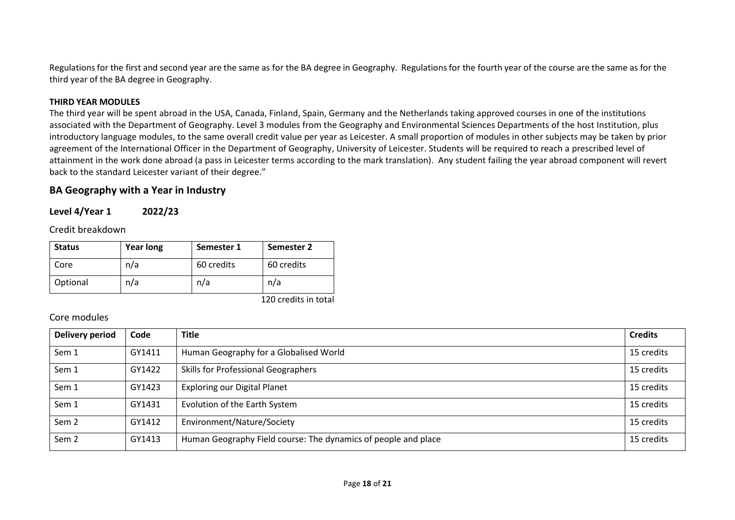Regulations for the first and second year are the same as for the BA degree in Geography. Regulations for the fourth year of the course are the same as for the third year of the BA degree in Geography.

**THIRD YEAR MODULES**

The third year will be spent abroad in the USA, Canada, Finland, Spain, Germany and the Netherlands taking approved courses in one of the institutions associated with the Department of Geography. Level 3 modules from the Geography and Environmental Sciences Departments of the host Institution, plus introductory language modules, to the same overall credit value per year as Leicester. A small proportion of modules in other subjects may be taken by prior agreement of the International Officer in the Department of Geography, University of Leicester. Students will be required to reach a prescribed level of attainment in the work done abroad (a pass in Leicester terms according to the mark translation). Any student failing the year abroad component will revert back to the standard Leicester variant of their degree."

## BA Geography with a Year in Industry

### Level 4/Year 1 2022/23

Credit breakdown

| Status | Year long | Semester 1 | Semester 2 |
|---|---|---|---|
| Core | n/a | 60 credits | 60 credits |
| Optional | n/a | n/a | n/a |

120 credits in total

Core modules

| Delivery period | Code | Title | Credits |
|---|---|---|---|
| Sem 1 | GY1411 | Human Geography for a Globalised World | 15 credits |
| Sem 1 | GY1422 | Skills for Professional Geographers | 15 credits |
| Sem 1 | GY1423 | Exploring our Digital Planet | 15 credits |
| Sem 1 | GY1431 | Evolution of the Earth System | 15 credits |
| Sem 2 | GY1412 | Environment/Nature/Society | 15 credits |
| Sem 2 | GY1413 | Human Geography Field course: The dynamics of people and place | 15 credits |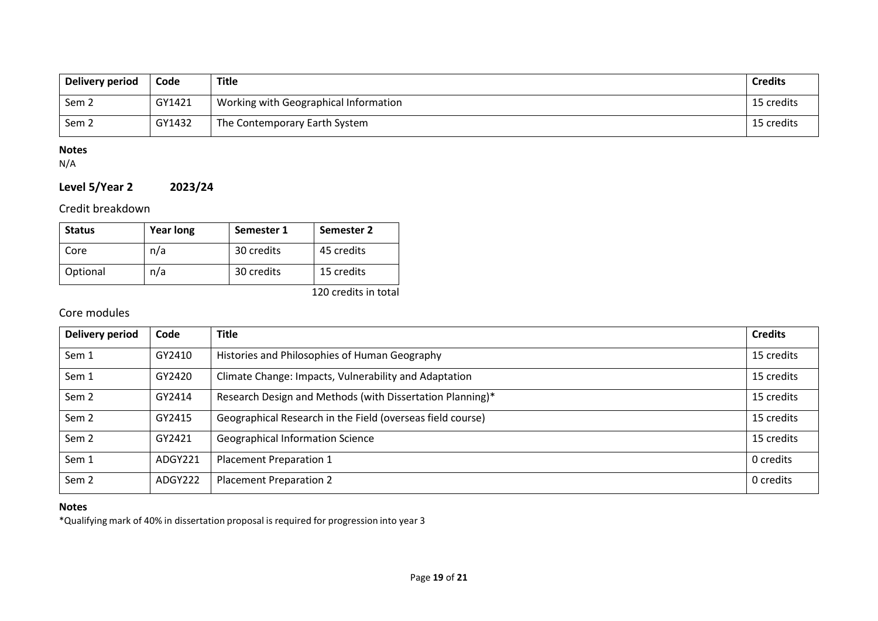| Delivery period | Code | Title | Credits |
|---|---|---|---|
| Sem 2 | GY1421 | Working with Geographical Information | 15 credits |
| Sem 2 | GY1432 | The Contemporary Earth System | 15 credits |

**Notes**
N/A

### Level 5/Year 2 2023/24

Credit breakdown

| Status | Year long | Semester 1 | Semester 2 |
|---|---|---|---|
| Core | n/a | 30 credits | 45 credits |
| Optional | n/a | 30 credits | 15 credits |

120 credits in total

Core modules

| Delivery period | Code | Title | Credits |
|---|---|---|---|
| Sem 1 | GY2410 | Histories and Philosophies of Human Geography | 15 credits |
| Sem 1 | GY2420 | Climate Change: Impacts, Vulnerability and Adaptation | 15 credits |
| Sem 2 | GY2414 | Research Design and Methods (with Dissertation Planning)* | 15 credits |
| Sem 2 | GY2415 | Geographical Research in the Field (overseas field course) | 15 credits |
| Sem 2 | GY2421 | Geographical Information Science | 15 credits |
| Sem 1 | ADGY221 | Placement Preparation 1 | 0 credits |
| Sem 2 | ADGY222 | Placement Preparation 2 | 0 credits |

**Notes**
*Qualifying mark of 40% in dissertation proposal is required for progression into year 3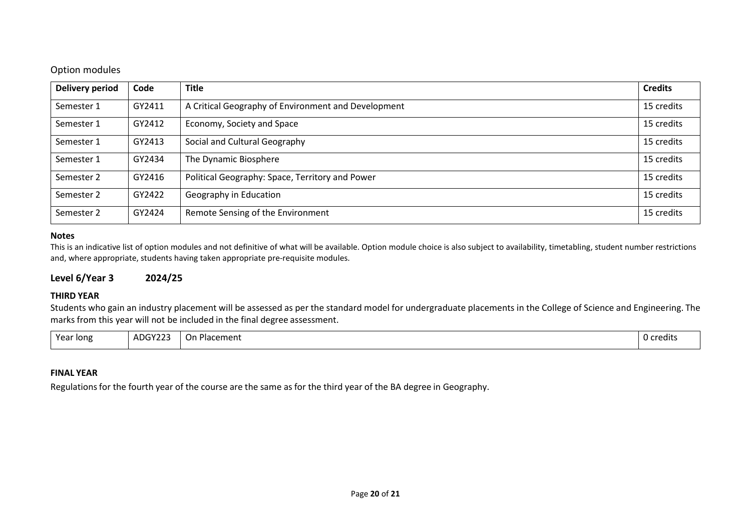Option modules

| Delivery period | Code | Title | Credits |
|---|---|---|---|
| Semester 1 | GY2411 | A Critical Geography of Environment and Development | 15 credits |
| Semester 1 | GY2412 | Economy, Society and Space | 15 credits |
| Semester 1 | GY2413 | Social and Cultural Geography | 15 credits |
| Semester 1 | GY2434 | The Dynamic Biosphere | 15 credits |
| Semester 2 | GY2416 | Political Geography: Space, Territory and Power | 15 credits |
| Semester 2 | GY2422 | Geography in Education | 15 credits |
| Semester 2 | GY2424 | Remote Sensing of the Environment | 15 credits |

**Notes**

This is an indicative list of option modules and not definitive of what will be available. Option module choice is also subject to availability, timetabling, student number restrictions and, where appropriate, students having taken appropriate pre-requisite modules.

## Level 6/Year 3 2024/25

**THIRD YEAR**

Students who gain an industry placement will be assessed as per the standard model for undergraduate placements in the College of Science and Engineering. The marks from this year will not be included in the final degree assessment.

| | | | |
|---|---|---|---|
| Year long | ADGY223 | On Placement | 0 credits |

**FINAL YEAR**

Regulations for the fourth year of the course are the same as for the third year of the BA degree in Geography.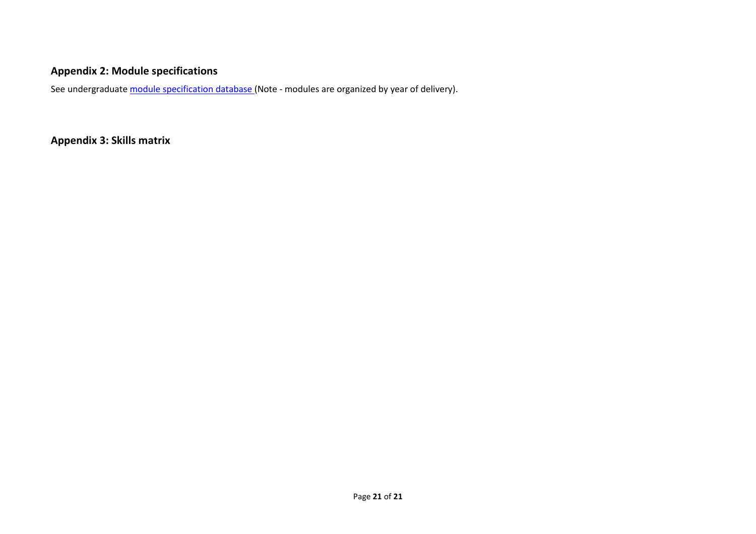## Appendix 2: Module specifications

See undergraduate module specification database (Note - modules are organized by year of delivery).

## Appendix 3: Skills matrix